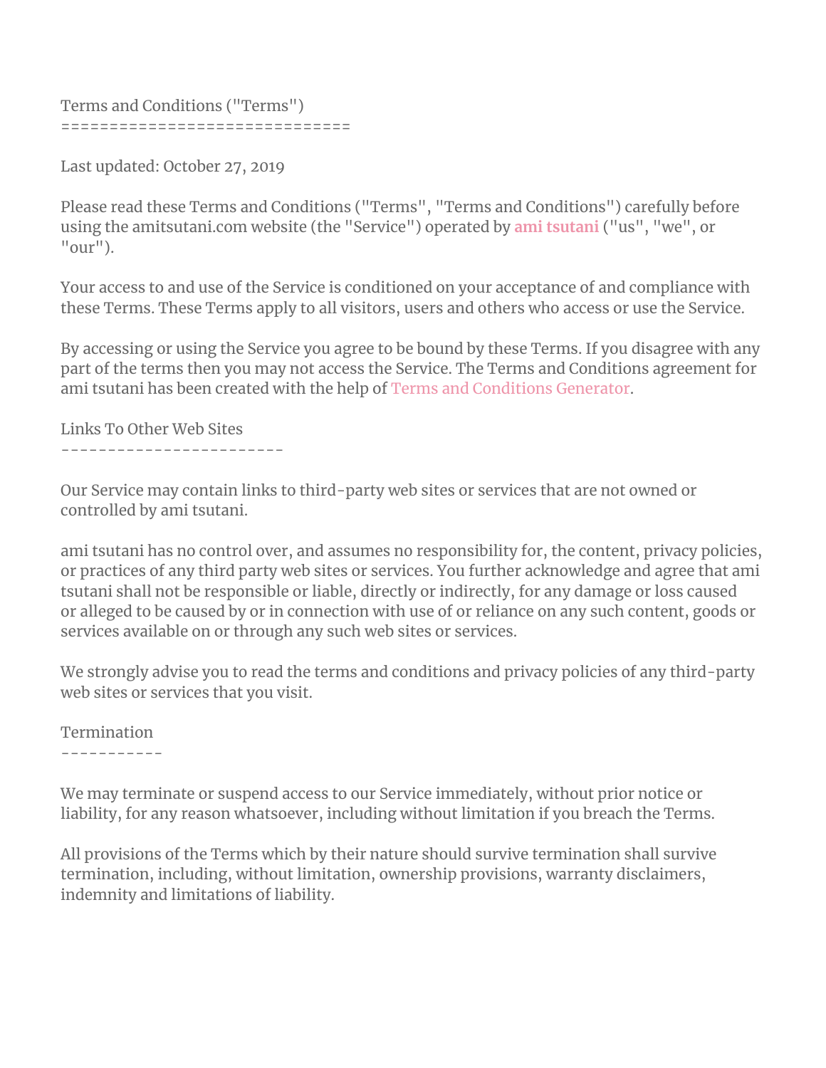# Terms and Conditions ("Terms")

Last updated: October 27, 2019

Please read these Terms and Conditions ("Terms", "Terms and Conditions") carefully before using the amitsutani.com website (the "Service") operated by **ami tsutani** ("us", "we", or "our").

Your access to and use of the Service is conditioned on your acceptance of and compliance with these Terms. These Terms apply to all visitors, users and others who access or use the Service.

By accessing or using the Service you agree to be bound by these Terms. If you disagree with any part of the terms then you may not access the Service. The Terms and Conditions agreement for ami tsutani has been created with the help of Terms and Conditions Generator.

## Links To Other Web Sites

Our Service may contain links to third-party web sites or services that are not owned or controlled by ami tsutani.

ami tsutani has no control over, and assumes no responsibility for, the content, privacy policies, or practices of any third party web sites or services. You further acknowledge and agree that ami tsutani shall not be responsible or liable, directly or indirectly, for any damage or loss caused or alleged to be caused by or in connection with use of or reliance on any such content, goods or services available on or through any such web sites or services.

We strongly advise you to read the terms and conditions and privacy policies of any third-party web sites or services that you visit.

## Termination

We may terminate or suspend access to our Service immediately, without prior notice or liability, for any reason whatsoever, including without limitation if you breach the Terms.

All provisions of the Terms which by their nature should survive termination shall survive termination, including, without limitation, ownership provisions, warranty disclaimers, indemnity and limitations of liability.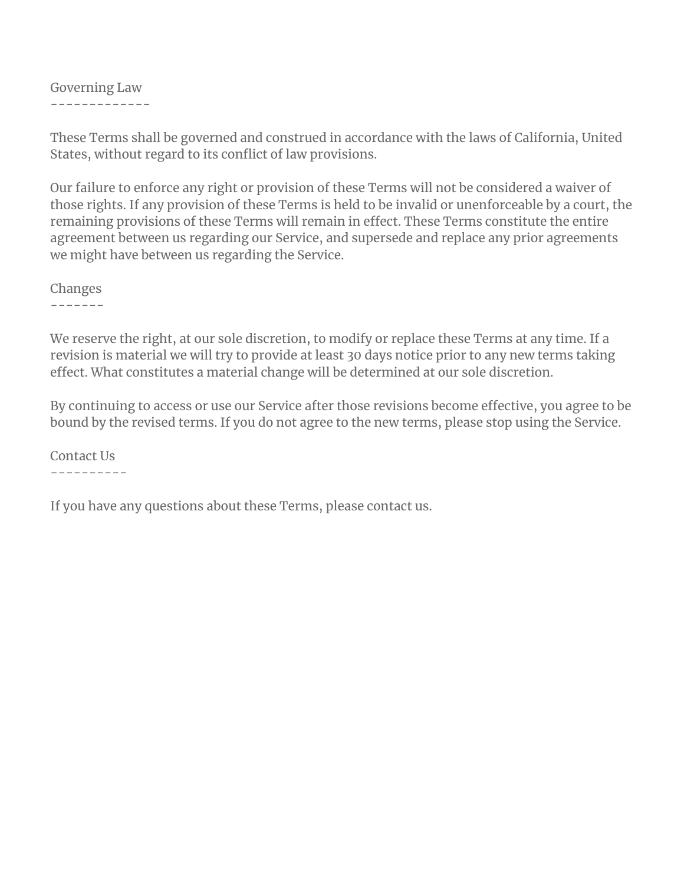## Governing Law

These Terms shall be governed and construed in accordance with the laws of California, United States, without regard to its conflict of law provisions.

Our failure to enforce any right or provision of these Terms will not be considered a waiver of those rights. If any provision of these Terms is held to be invalid or unenforceable by a court, the remaining provisions of these Terms will remain in effect. These Terms constitute the entire agreement between us regarding our Service, and supersede and replace any prior agreements we might have between us regarding the Service.

## Changes

We reserve the right, at our sole discretion, to modify or replace these Terms at any time. If a revision is material we will try to provide at least 30 days notice prior to any new terms taking effect. What constitutes a material change will be determined at our sole discretion.

By continuing to access or use our Service after those revisions become effective, you agree to be bound by the revised terms. If you do not agree to the new terms, please stop using the Service.

## Contact Us

If you have any questions about these Terms, please contact us.